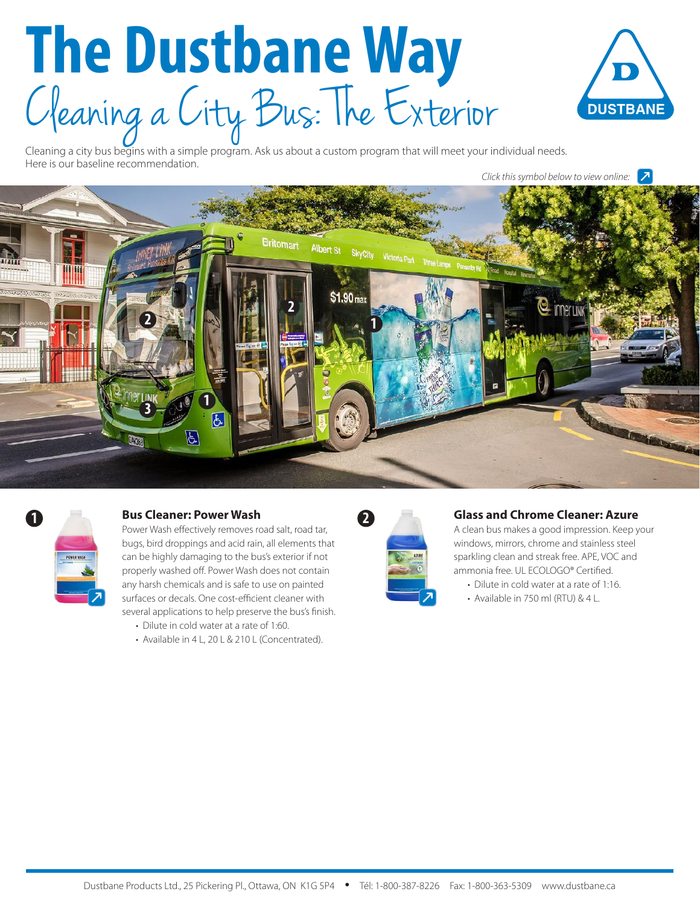# The Dustbane Way

## Cleaning a City Bus: The Exterior

Cleaning a city bus begins with a simple program. Ask us about a custom program that will meet your individual needs. Here is our baseline recommendation.

*Click this symbol below to view online:* ↗

### 1 Bus Cleaner: Power Wash

Power Wash effectively removes road salt, road tar, bugs, bird droppings and acid rain, all elements that can be highly damaging to the bus's exterior if not properly washed off. Power Wash does not contain any harsh chemicals and is safe to use on painted surfaces or decals. One cost-efficient cleaner with several applications to help preserve the bus's finish.

- Dilute in cold water at a rate of 1:60.
- Available in 4 L, 20 L & 210 L (Concentrated).

### 2 Glass and Chrome Cleaner: Azure

A clean bus makes a good impression. Keep your windows, mirrors, chrome and stainless steel sparkling clean and streak free. APE, VOC and ammonia free. UL ECOLOGO® Certified.

- Dilute in cold water at a rate of 1:16.
- Available in 750 ml (RTU) & 4 L.

Dustbane Products Ltd., 25 Pickering Pl., Ottawa, ON K1G 5P4 • Tél: 1-800-387-8226 Fax: 1-800-363-5309 www.dustbane.ca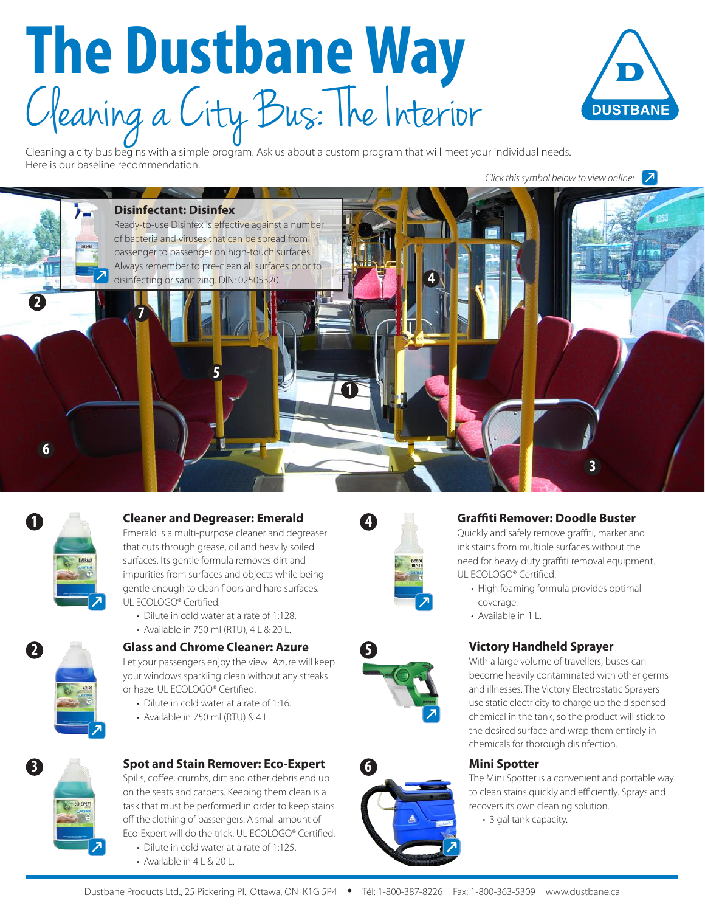# The Dustbane Way

## Cleaning a City Bus: The Interior

Cleaning a city bus begins with a simple program. Ask us about a custom program that will meet your individual needs. Here is our baseline recommendation.

*Click this symbol below to view online:*

### Disinfectant: Disinfex

Ready-to-use Disinfex is effective against a number of bacteria and viruses that can be spread from passenger to passenger on high-touch surfaces. Always remember to pre-clean all surfaces prior to disinfecting or sanitizing. DIN: 02505320.

### 1. Cleaner and Degreaser: Emerald

Emerald is a multi-purpose cleaner and degreaser that cuts through grease, oil and heavily soiled surfaces. Its gentle formula removes dirt and impurities from surfaces and objects while being gentle enough to clean floors and hard surfaces. UL ECOLOGO® Certified.

- Dilute in cold water at a rate of 1:128.
- Available in 750 ml (RTU), 4 L & 20 L.

### 2. Glass and Chrome Cleaner: Azure

Let your passengers enjoy the view! Azure will keep your windows sparkling clean without any streaks or haze. UL ECOLOGO® Certified.

- Dilute in cold water at a rate of 1:16.
- Available in 750 ml (RTU) & 4 L.

### 3. Spot and Stain Remover: Eco-Expert

Spills, coffee, crumbs, dirt and other debris end up on the seats and carpets. Keeping them clean is a task that must be performed in order to keep stains off the clothing of passengers. A small amount of Eco-Expert will do the trick. UL ECOLOGO® Certified.

- Dilute in cold water at a rate of 1:125.
- Available in 4 L & 20 L.

### 4. Graffiti Remover: Doodle Buster

Quickly and safely remove graffiti, marker and ink stains from multiple surfaces without the need for heavy duty graffiti removal equipment. UL ECOLOGO® Certified.

- High foaming formula provides optimal coverage.
- Available in 1 L.

### 5. Victory Handheld Sprayer

With a large volume of travellers, buses can become heavily contaminated with other germs and illnesses. The Victory Electrostatic Sprayers use static electricity to charge up the dispensed chemical in the tank, so the product will stick to the desired surface and wrap them entirely in chemicals for thorough disinfection.

### 6. Mini Spotter

The Mini Spotter is a convenient and portable way to clean stains quickly and efficiently. Sprays and recovers its own cleaning solution.

- 3 gal tank capacity.

Dustbane Products Ltd., 25 Pickering Pl., Ottawa, ON K1G 5P4 • Tél: 1-800-387-8226 Fax: 1-800-363-5309 www.dustbane.ca